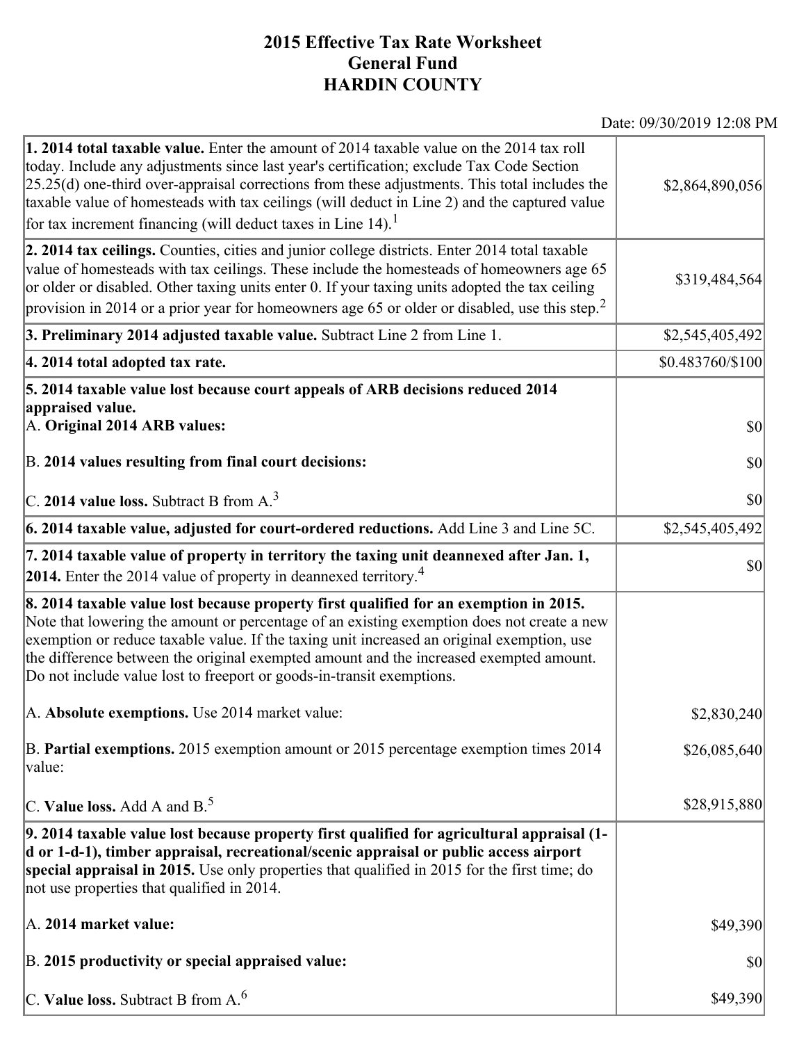# 2015 Effective Tax Rate Worksheet
## General Fund
## HARDIN COUNTY

Date: 09/30/2019 12:08 PM

| | |
|---|---|
| **1. 2014 total taxable value.** Enter the amount of 2014 taxable value on the 2014 tax roll today. Include any adjustments since last year's certification; exclude Tax Code Section 25.25(d) one-third over-appraisal corrections from these adjustments. This total includes the taxable value of homesteads with tax ceilings (will deduct in Line 2) and the captured value for tax increment financing (will deduct taxes in Line 14).[1] | $2,864,890,056 |
| **2. 2014 tax ceilings.** Counties, cities and junior college districts. Enter 2014 total taxable value of homesteads with tax ceilings. These include the homesteads of homeowners age 65 or older or disabled. Other taxing units enter 0. If your taxing units adopted the tax ceiling provision in 2014 or a prior year for homeowners age 65 or older or disabled, use this step.[2] | $319,484,564 |
| **3. Preliminary 2014 adjusted taxable value.** Subtract Line 2 from Line 1. | $2,545,405,492 |
| **4. 2014 total adopted tax rate.** | $0.483760/$100 |
| **5. 2014 taxable value lost because court appeals of ARB decisions reduced 2014 appraised value.** | |
| A. **Original 2014 ARB values:** | $0 |
| B. **2014 values resulting from final court decisions:** | $0 |
| C. **2014 value loss.** Subtract B from A.[3] | $0 |
| **6. 2014 taxable value, adjusted for court-ordered reductions.** Add Line 3 and Line 5C. | $2,545,405,492 |
| **7. 2014 taxable value of property in territory the taxing unit deannexed after Jan. 1, 2014.** Enter the 2014 value of property in deannexed territory.[4] | $0 |
| **8. 2014 taxable value lost because property first qualified for an exemption in 2015.** Note that lowering the amount or percentage of an existing exemption does not create a new exemption or reduce taxable value. If the taxing unit increased an original exemption, use the difference between the original exempted amount and the increased exempted amount. Do not include value lost to freeport or goods-in-transit exemptions. | |
| A. **Absolute exemptions.** Use 2014 market value: | $2,830,240 |
| B. **Partial exemptions.** 2015 exemption amount or 2015 percentage exemption times 2014 value: | $26,085,640 |
| C. **Value loss.** Add A and B.[5] | $28,915,880 |
| **9. 2014 taxable value lost because property first qualified for agricultural appraisal (1-d or 1-d-1), timber appraisal, recreational/scenic appraisal or public access airport special appraisal in 2015.** Use only properties that qualified in 2015 for the first time; do not use properties that qualified in 2014. | |
| A. **2014 market value:** | $49,390 |
| B. **2015 productivity or special appraised value:** | $0 |
| C. **Value loss.** Subtract B from A.[6] | $49,390 |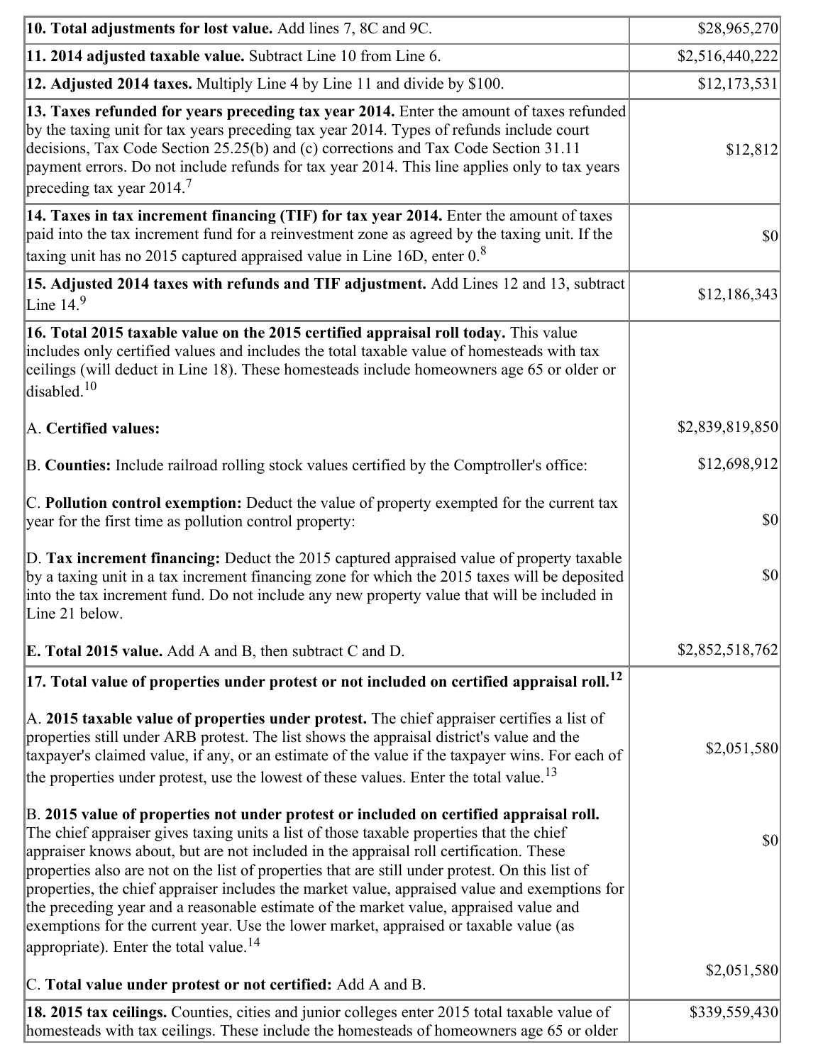| | |
|---|---|
| **10. Total adjustments for lost value.** Add lines 7, 8C and 9C. | $28,965,270 |
| **11. 2014 adjusted taxable value.** Subtract Line 10 from Line 6. | $2,516,440,222 |
| **12. Adjusted 2014 taxes.** Multiply Line 4 by Line 11 and divide by $100. | $12,173,531 |
| **13. Taxes refunded for years preceding tax year 2014.** Enter the amount of taxes refunded by the taxing unit for tax years preceding tax year 2014. Types of refunds include court decisions, Tax Code Section 25.25(b) and (c) corrections and Tax Code Section 31.11 payment errors. Do not include refunds for tax year 2014. This line applies only to tax years preceding tax year 2014.[7] | $12,812 |
| **14. Taxes in tax increment financing (TIF) for tax year 2014.** Enter the amount of taxes paid into the tax increment fund for a reinvestment zone as agreed by the taxing unit. If the taxing unit has no 2015 captured appraised value in Line 16D, enter 0.[8] | $0 |
| **15. Adjusted 2014 taxes with refunds and TIF adjustment.** Add Lines 12 and 13, subtract Line 14.[9] | $12,186,343 |
| **16. Total 2015 taxable value on the 2015 certified appraisal roll today.** This value includes only certified values and includes the total taxable value of homesteads with tax ceilings (will deduct in Line 18). These homesteads include homeowners age 65 or older or disabled.[10] | |
| A. **Certified values:** | $2,839,819,850 |
| B. **Counties:** Include railroad rolling stock values certified by the Comptroller's office: | $12,698,912 |
| C. **Pollution control exemption:** Deduct the value of property exempted for the current tax year for the first time as pollution control property: | $0 |
| D. **Tax increment financing:** Deduct the 2015 captured appraised value of property taxable by a taxing unit in a tax increment financing zone for which the 2015 taxes will be deposited into the tax increment fund. Do not include any new property value that will be included in Line 21 below. | $0 |
| **E. Total 2015 value.** Add A and B, then subtract C and D. | $2,852,518,762 |
| **17. Total value of properties under protest or not included on certified appraisal roll.**[12] | |
| A. **2015 taxable value of properties under protest.** The chief appraiser certifies a list of properties still under ARB protest. The list shows the appraisal district's value and the taxpayer's claimed value, if any, or an estimate of the value if the taxpayer wins. For each of the properties under protest, use the lowest of these values. Enter the total value.[13] | $2,051,580 |
| B. **2015 value of properties not under protest or included on certified appraisal roll.** The chief appraiser gives taxing units a list of those taxable properties that the chief appraiser knows about, but are not included in the appraisal roll certification. These properties also are not on the list of properties that are still under protest. On this list of properties, the chief appraiser includes the market value, appraised value and exemptions for the preceding year and a reasonable estimate of the market value, appraised value and exemptions for the current year. Use the lower market, appraised or taxable value (as appropriate). Enter the total value.[14] | $0 |
| C. **Total value under protest or not certified:** Add A and B. | $2,051,580 |
| **18. 2015 tax ceilings.** Counties, cities and junior colleges enter 2015 total taxable value of homesteads with tax ceilings. These include the homesteads of homeowners age 65 or older | $339,559,430 |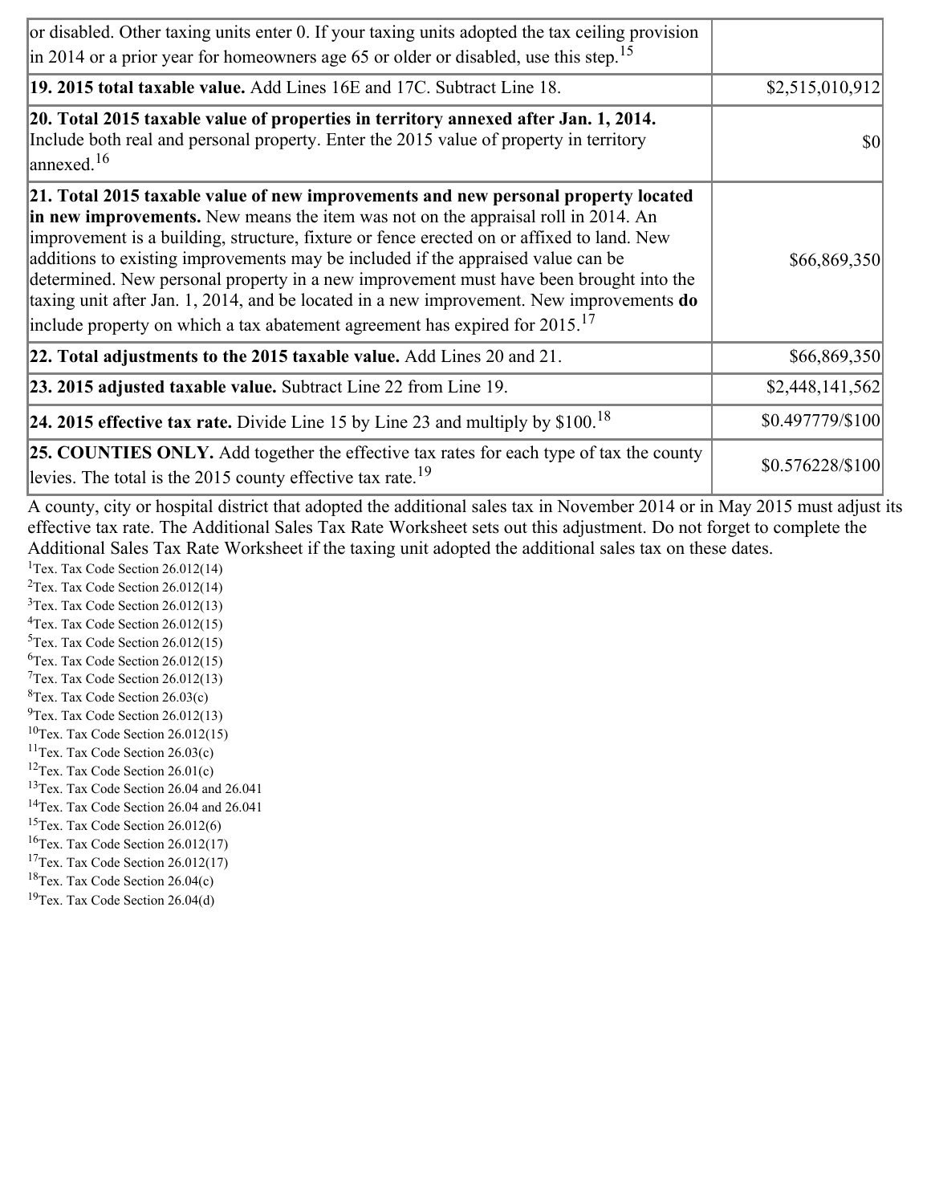| | |
|---|---|
| or disabled. Other taxing units enter 0. If your taxing units adopted the tax ceiling provision in 2014 or a prior year for homeowners age 65 or older or disabled, use this step.[15] | |
| **19. 2015 total taxable value.** Add Lines 16E and 17C. Subtract Line 18. | $2,515,010,912 |
| **20. Total 2015 taxable value of properties in territory annexed after Jan. 1, 2014.** Include both real and personal property. Enter the 2015 value of property in territory annexed.[16] | $0 |
| **21. Total 2015 taxable value of new improvements and new personal property located in new improvements.** New means the item was not on the appraisal roll in 2014. An improvement is a building, structure, fixture or fence erected on or affixed to land. New additions to existing improvements may be included if the appraised value can be determined. New personal property in a new improvement must have been brought into the taxing unit after Jan. 1, 2014, and be located in a new improvement. New improvements **do** include property on which a tax abatement agreement has expired for 2015.[17] | $66,869,350 |
| **22. Total adjustments to the 2015 taxable value.** Add Lines 20 and 21. | $66,869,350 |
| **23. 2015 adjusted taxable value.** Subtract Line 22 from Line 19. | $2,448,141,562 |
| **24. 2015 effective tax rate.** Divide Line 15 by Line 23 and multiply by $100.[18] | $0.497779/$100 |
| **25. COUNTIES ONLY.** Add together the effective tax rates for each type of tax the county levies. The total is the 2015 county effective tax rate.[19] | $0.576228/$100 |

A county, city or hospital district that adopted the additional sales tax in November 2014 or in May 2015 must adjust its effective tax rate. The Additional Sales Tax Rate Worksheet sets out this adjustment. Do not forget to complete the Additional Sales Tax Rate Worksheet if the taxing unit adopted the additional sales tax on these dates.

[1]Tex. Tax Code Section 26.012(14)
[2]Tex. Tax Code Section 26.012(14)
[3]Tex. Tax Code Section 26.012(13)
[4]Tex. Tax Code Section 26.012(15)
[5]Tex. Tax Code Section 26.012(15)
[6]Tex. Tax Code Section 26.012(15)
[7]Tex. Tax Code Section 26.012(13)
[8]Tex. Tax Code Section 26.03(c)
[9]Tex. Tax Code Section 26.012(13)
[10]Tex. Tax Code Section 26.012(15)
[11]Tex. Tax Code Section 26.03(c)
[12]Tex. Tax Code Section 26.01(c)
[13]Tex. Tax Code Section 26.04 and 26.041
[14]Tex. Tax Code Section 26.04 and 26.041
[15]Tex. Tax Code Section 26.012(6)
[16]Tex. Tax Code Section 26.012(17)
[17]Tex. Tax Code Section 26.012(17)
[18]Tex. Tax Code Section 26.04(c)
[19]Tex. Tax Code Section 26.04(d)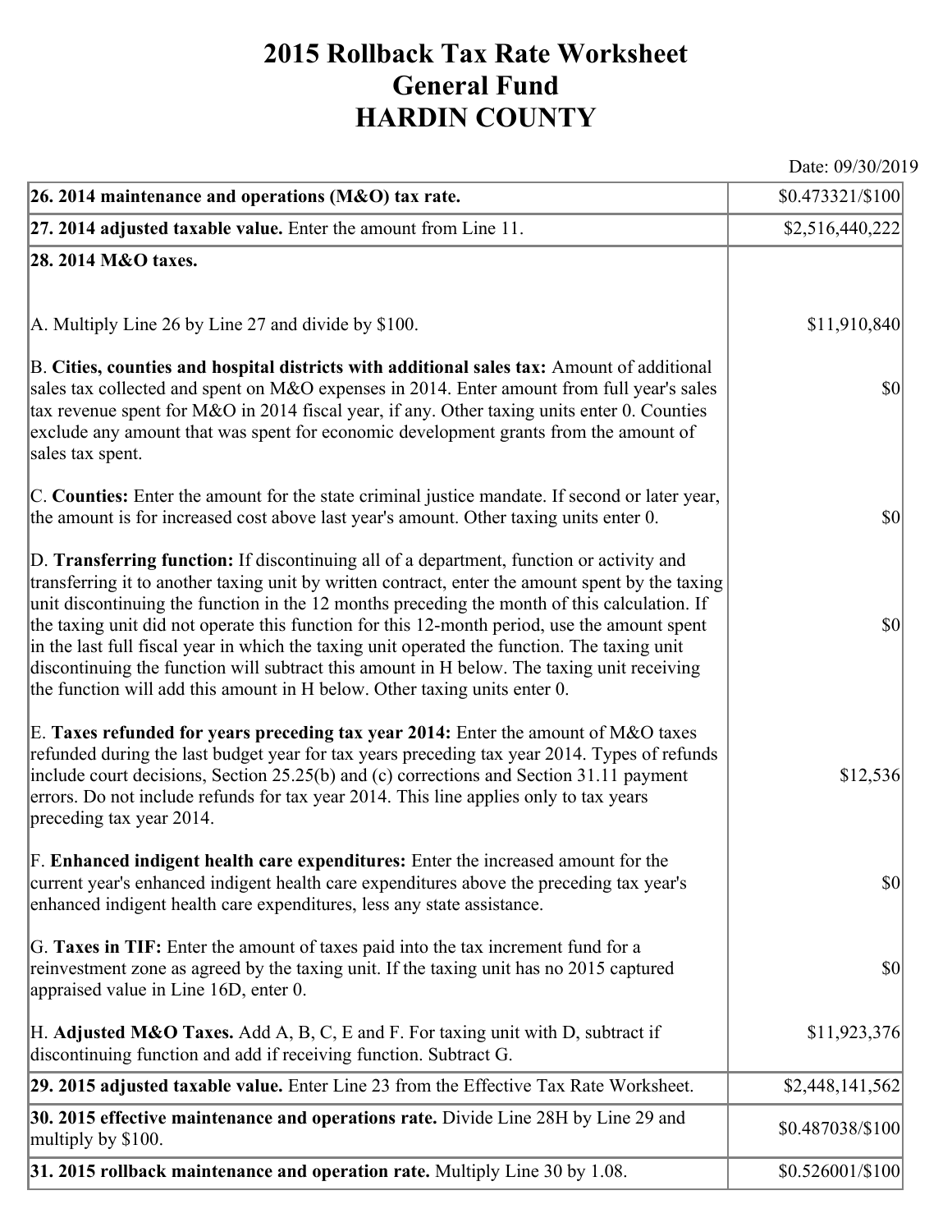# 2015 Rollback Tax Rate Worksheet
# General Fund
# HARDIN COUNTY

Date: 09/30/2019

| | |
|---|---|
| **26. 2014 maintenance and operations (M&O) tax rate.** | $0.473321/$100 |
| **27. 2014 adjusted taxable value.** Enter the amount from Line 11. | $2,516,440,222 |
| **28. 2014 M&O taxes.** | |
| A. Multiply Line 26 by Line 27 and divide by $100. | $11,910,840 |
| B. **Cities, counties and hospital districts with additional sales tax:** Amount of additional sales tax collected and spent on M&O expenses in 2014. Enter amount from full year's sales tax revenue spent for M&O in 2014 fiscal year, if any. Other taxing units enter 0. Counties exclude any amount that was spent for economic development grants from the amount of sales tax spent. | $0 |
| C. **Counties:** Enter the amount for the state criminal justice mandate. If second or later year, the amount is for increased cost above last year's amount. Other taxing units enter 0. | $0 |
| D. **Transferring function:** If discontinuing all of a department, function or activity and transferring it to another taxing unit by written contract, enter the amount spent by the taxing unit discontinuing the function in the 12 months preceding the month of this calculation. If the taxing unit did not operate this function for this 12-month period, use the amount spent in the last full fiscal year in which the taxing unit operated the function. The taxing unit discontinuing the function will subtract this amount in H below. The taxing unit receiving the function will add this amount in H below. Other taxing units enter 0. | $0 |
| E. **Taxes refunded for years preceding tax year 2014:** Enter the amount of M&O taxes refunded during the last budget year for tax years preceding tax year 2014. Types of refunds include court decisions, Section 25.25(b) and (c) corrections and Section 31.11 payment errors. Do not include refunds for tax year 2014. This line applies only to tax years preceding tax year 2014. | $12,536 |
| F. **Enhanced indigent health care expenditures:** Enter the increased amount for the current year's enhanced indigent health care expenditures above the preceding tax year's enhanced indigent health care expenditures, less any state assistance. | $0 |
| G. **Taxes in TIF:** Enter the amount of taxes paid into the tax increment fund for a reinvestment zone as agreed by the taxing unit. If the taxing unit has no 2015 captured appraised value in Line 16D, enter 0. | $0 |
| H. **Adjusted M&O Taxes.** Add A, B, C, E and F. For taxing unit with D, subtract if discontinuing function and add if receiving function. Subtract G. | $11,923,376 |
| **29. 2015 adjusted taxable value.** Enter Line 23 from the Effective Tax Rate Worksheet. | $2,448,141,562 |
| **30. 2015 effective maintenance and operations rate.** Divide Line 28H by Line 29 and multiply by $100. | $0.487038/$100 |
| **31. 2015 rollback maintenance and operation rate.** Multiply Line 30 by 1.08. | $0.526001/$100 |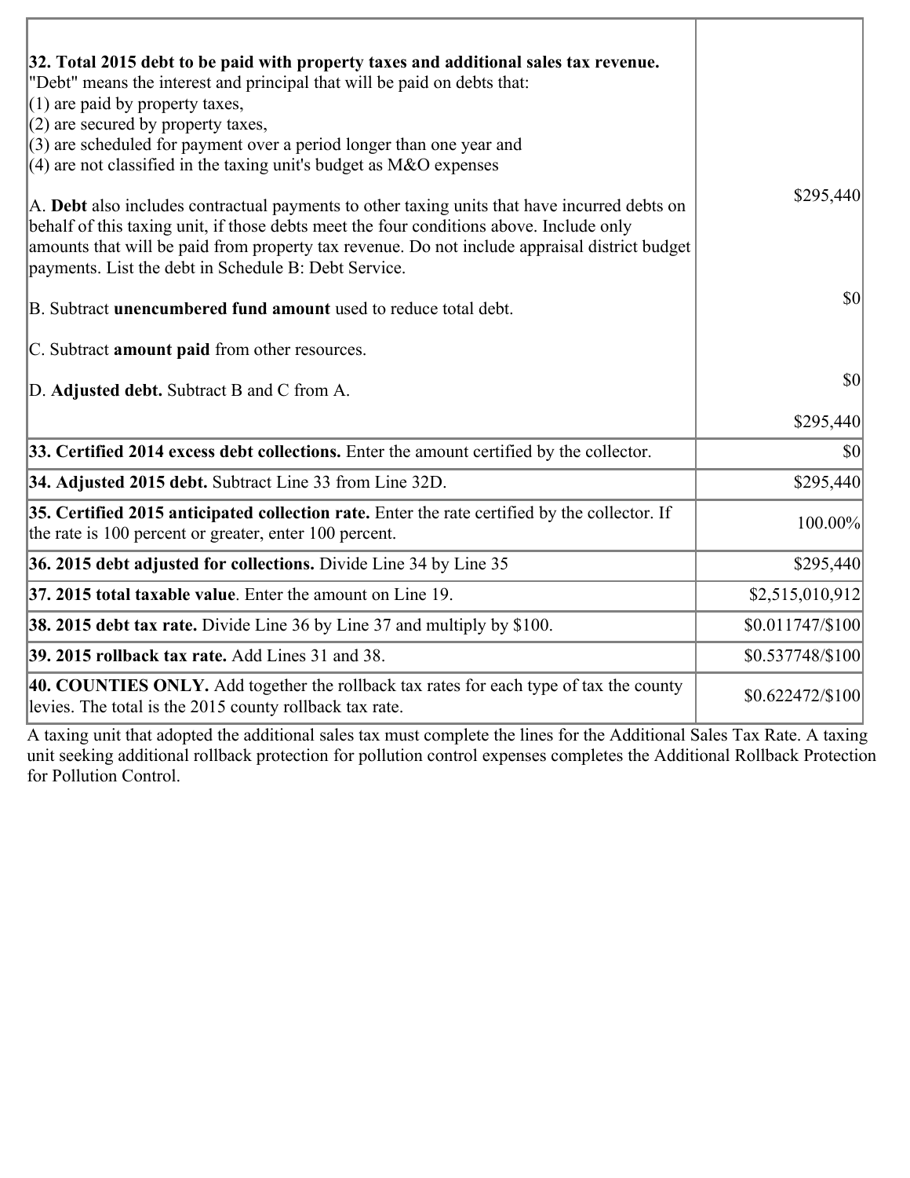| | |
|---|---|
| **32. Total 2015 debt to be paid with property taxes and additional sales tax revenue.**<br>"Debt" means the interest and principal that will be paid on debts that:<br>(1) are paid by property taxes,<br>(2) are secured by property taxes,<br>(3) are scheduled for payment over a period longer than one year and<br>(4) are not classified in the taxing unit's budget as M&O expenses<br><br>A. **Debt** also includes contractual payments to other taxing units that have incurred debts on behalf of this taxing unit, if those debts meet the four conditions above. Include only amounts that will be paid from property tax revenue. Do not include appraisal district budget payments. List the debt in Schedule B: Debt Service.<br><br>B. Subtract **unencumbered fund amount** used to reduce total debt.<br><br>C. Subtract **amount paid** from other resources.<br><br>D. **Adjusted debt.** Subtract B and C from A. | $295,440<br><br>$0<br><br>$0<br><br>$295,440 |
| **33. Certified 2014 excess debt collections.** Enter the amount certified by the collector. | $0 |
| **34. Adjusted 2015 debt.** Subtract Line 33 from Line 32D. | $295,440 |
| **35. Certified 2015 anticipated collection rate.** Enter the rate certified by the collector. If the rate is 100 percent or greater, enter 100 percent. | 100.00% |
| **36. 2015 debt adjusted for collections.** Divide Line 34 by Line 35 | $295,440 |
| **37. 2015 total taxable value**. Enter the amount on Line 19. | $2,515,010,912 |
| **38. 2015 debt tax rate.** Divide Line 36 by Line 37 and multiply by $100. | $0.011747/$100 |
| **39. 2015 rollback tax rate.** Add Lines 31 and 38. | $0.537748/$100 |
| **40. COUNTIES ONLY.** Add together the rollback tax rates for each type of tax the county levies. The total is the 2015 county rollback tax rate. | $0.622472/$100 |

A taxing unit that adopted the additional sales tax must complete the lines for the Additional Sales Tax Rate. A taxing unit seeking additional rollback protection for pollution control expenses completes the Additional Rollback Protection for Pollution Control.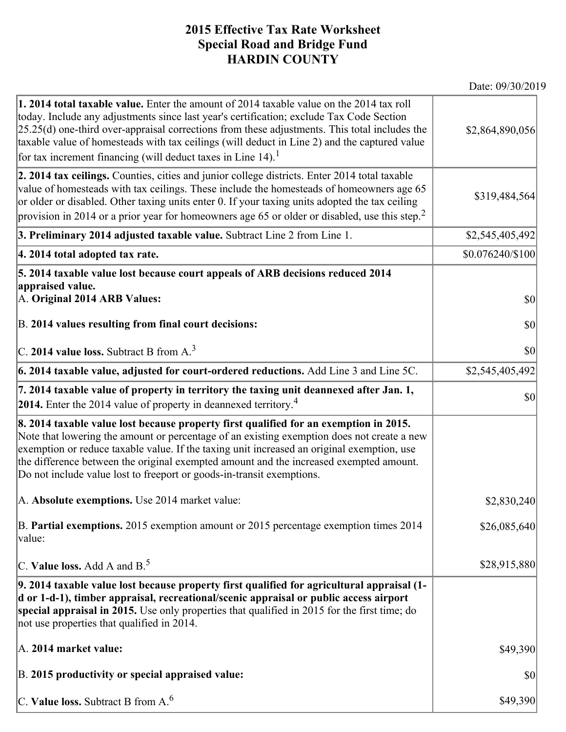# 2015 Effective Tax Rate Worksheet
## Special Road and Bridge Fund
## HARDIN COUNTY

Date: 09/30/2019

| | |
|---|---|
| **1. 2014 total taxable value.** Enter the amount of 2014 taxable value on the 2014 tax roll today. Include any adjustments since last year's certification; exclude Tax Code Section 25.25(d) one-third over-appraisal corrections from these adjustments. This total includes the taxable value of homesteads with tax ceilings (will deduct in Line 2) and the captured value for tax increment financing (will deduct taxes in Line 14).[1] | $2,864,890,056 |
| **2. 2014 tax ceilings.** Counties, cities and junior college districts. Enter 2014 total taxable value of homesteads with tax ceilings. These include the homesteads of homeowners age 65 or older or disabled. Other taxing units enter 0. If your taxing units adopted the tax ceiling provision in 2014 or a prior year for homeowners age 65 or older or disabled, use this step.[2] | $319,484,564 |
| **3. Preliminary 2014 adjusted taxable value.** Subtract Line 2 from Line 1. | $2,545,405,492 |
| **4. 2014 total adopted tax rate.** | $0.076240/$100 |
| **5. 2014 taxable value lost because court appeals of ARB decisions reduced 2014 appraised value.** | |
| A. **Original 2014 ARB Values:** | $0 |
| B. **2014 values resulting from final court decisions:** | $0 |
| C. **2014 value loss.** Subtract B from A.[3] | $0 |
| **6. 2014 taxable value, adjusted for court-ordered reductions.** Add Line 3 and Line 5C. | $2,545,405,492 |
| **7. 2014 taxable value of property in territory the taxing unit deannexed after Jan. 1, 2014.** Enter the 2014 value of property in deannexed territory.[4] | $0 |
| **8. 2014 taxable value lost because property first qualified for an exemption in 2015.** Note that lowering the amount or percentage of an existing exemption does not create a new exemption or reduce taxable value. If the taxing unit increased an original exemption, use the difference between the original exempted amount and the increased exempted amount. Do not include value lost to freeport or goods-in-transit exemptions. | |
| A. **Absolute exemptions.** Use 2014 market value: | $2,830,240 |
| B. **Partial exemptions.** 2015 exemption amount or 2015 percentage exemption times 2014 value: | $26,085,640 |
| C. **Value loss.** Add A and B.[5] | $28,915,880 |
| **9. 2014 taxable value lost because property first qualified for agricultural appraisal (1-d or 1-d-1), timber appraisal, recreational/scenic appraisal or public access airport special appraisal in 2015.** Use only properties that qualified in 2015 for the first time; do not use properties that qualified in 2014. | |
| A. **2014 market value:** | $49,390 |
| B. **2015 productivity or special appraised value:** | $0 |
| C. **Value loss.** Subtract B from A.[6] | $49,390 |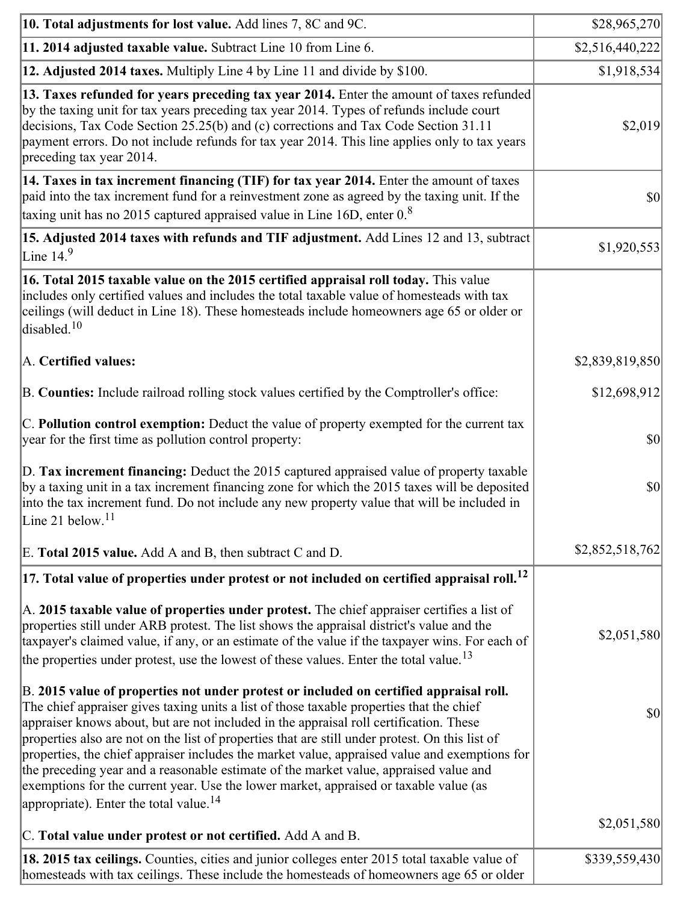| | |
|---|---|
| **10. Total adjustments for lost value.** Add lines 7, 8C and 9C. | $28,965,270 |
| **11. 2014 adjusted taxable value.** Subtract Line 10 from Line 6. | $2,516,440,222 |
| **12. Adjusted 2014 taxes.** Multiply Line 4 by Line 11 and divide by $100. | $1,918,534 |
| **13. Taxes refunded for years preceding tax year 2014.** Enter the amount of taxes refunded by the taxing unit for tax years preceding tax year 2014. Types of refunds include court decisions, Tax Code Section 25.25(b) and (c) corrections and Tax Code Section 31.11 payment errors. Do not include refunds for tax year 2014. This line applies only to tax years preceding tax year 2014. | $2,019 |
| **14. Taxes in tax increment financing (TIF) for tax year 2014.** Enter the amount of taxes paid into the tax increment fund for a reinvestment zone as agreed by the taxing unit. If the taxing unit has no 2015 captured appraised value in Line 16D, enter 0.[8] | $0 |
| **15. Adjusted 2014 taxes with refunds and TIF adjustment.** Add Lines 12 and 13, subtract Line 14.[9] | $1,920,553 |
| **16. Total 2015 taxable value on the 2015 certified appraisal roll today.** This value includes only certified values and includes the total taxable value of homesteads with tax ceilings (will deduct in Line 18). These homesteads include homeowners age 65 or older or disabled.[10] | |
| A. **Certified values:** | $2,839,819,850 |
| B. **Counties:** Include railroad rolling stock values certified by the Comptroller's office: | $12,698,912 |
| C. **Pollution control exemption:** Deduct the value of property exempted for the current tax year for the first time as pollution control property: | $0 |
| D. **Tax increment financing:** Deduct the 2015 captured appraised value of property taxable by a taxing unit in a tax increment financing zone for which the 2015 taxes will be deposited into the tax increment fund. Do not include any new property value that will be included in Line 21 below.[11] | $0 |
| E. **Total 2015 value.** Add A and B, then subtract C and D. | $2,852,518,762 |
| **17. Total value of properties under protest or not included on certified appraisal roll.**[12] | |
| A. **2015 taxable value of properties under protest.** The chief appraiser certifies a list of properties still under ARB protest. The list shows the appraisal district's value and the taxpayer's claimed value, if any, or an estimate of the value if the taxpayer wins. For each of the properties under protest, use the lowest of these values. Enter the total value.[13] | $2,051,580 |
| B. **2015 value of properties not under protest or included on certified appraisal roll.** The chief appraiser gives taxing units a list of those taxable properties that the chief appraiser knows about, but are not included in the appraisal roll certification. These properties also are not on the list of properties that are still under protest. On this list of properties, the chief appraiser includes the market value, appraised value and exemptions for the preceding year and a reasonable estimate of the market value, appraised value and exemptions for the current year. Use the lower market, appraised or taxable value (as appropriate). Enter the total value.[14] | $0 |
| C. **Total value under protest or not certified.** Add A and B. | $2,051,580 |
| **18. 2015 tax ceilings.** Counties, cities and junior colleges enter 2015 total taxable value of homesteads with tax ceilings. These include the homesteads of homeowners age 65 or older | $339,559,430 |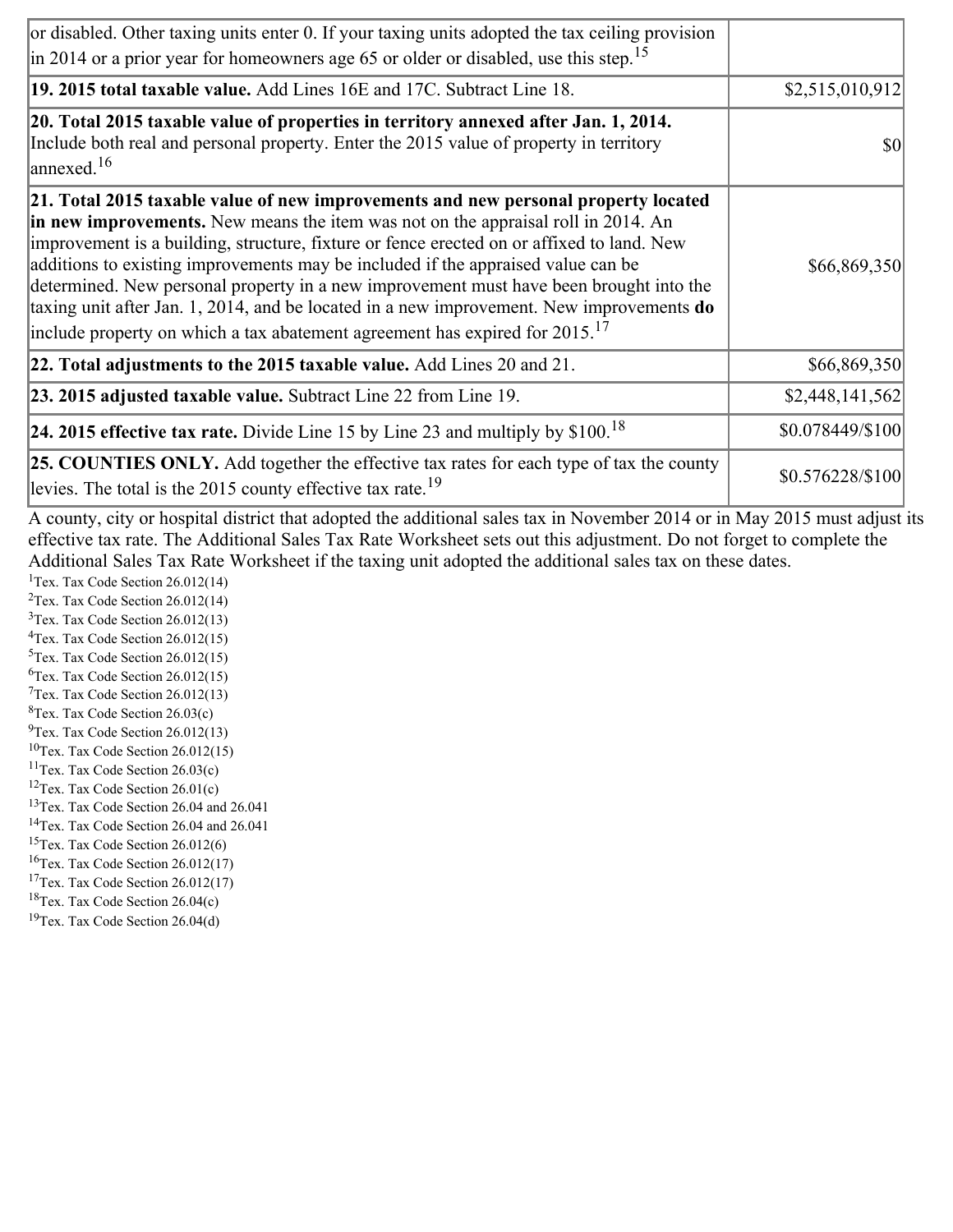| | |
|---|---|
| or disabled. Other taxing units enter 0. If your taxing units adopted the tax ceiling provision in 2014 or a prior year for homeowners age 65 or older or disabled, use this step.[15] | |
| **19. 2015 total taxable value.** Add Lines 16E and 17C. Subtract Line 18. | $2,515,010,912 |
| **20. Total 2015 taxable value of properties in territory annexed after Jan. 1, 2014.** Include both real and personal property. Enter the 2015 value of property in territory annexed.[16] | $0 |
| **21. Total 2015 taxable value of new improvements and new personal property located in new improvements.** New means the item was not on the appraisal roll in 2014. An improvement is a building, structure, fixture or fence erected on or affixed to land. New additions to existing improvements may be included if the appraised value can be determined. New personal property in a new improvement must have been brought into the taxing unit after Jan. 1, 2014, and be located in a new improvement. New improvements **do** include property on which a tax abatement agreement has expired for 2015.[17] | $66,869,350 |
| **22. Total adjustments to the 2015 taxable value.** Add Lines 20 and 21. | $66,869,350 |
| **23. 2015 adjusted taxable value.** Subtract Line 22 from Line 19. | $2,448,141,562 |
| **24. 2015 effective tax rate.** Divide Line 15 by Line 23 and multiply by $100.[18] | $0.078449/$100 |
| **25. COUNTIES ONLY.** Add together the effective tax rates for each type of tax the county levies. The total is the 2015 county effective tax rate.[19] | $0.576228/$100 |

A county, city or hospital district that adopted the additional sales tax in November 2014 or in May 2015 must adjust its effective tax rate. The Additional Sales Tax Rate Worksheet sets out this adjustment. Do not forget to complete the Additional Sales Tax Rate Worksheet if the taxing unit adopted the additional sales tax on these dates.

[1]Tex. Tax Code Section 26.012(14)
[2]Tex. Tax Code Section 26.012(14)
[3]Tex. Tax Code Section 26.012(13)
[4]Tex. Tax Code Section 26.012(15)
[5]Tex. Tax Code Section 26.012(15)
[6]Tex. Tax Code Section 26.012(15)
[7]Tex. Tax Code Section 26.012(13)
[8]Tex. Tax Code Section 26.03(c)
[9]Tex. Tax Code Section 26.012(13)
[10]Tex. Tax Code Section 26.012(15)
[11]Tex. Tax Code Section 26.03(c)
[12]Tex. Tax Code Section 26.01(c)
[13]Tex. Tax Code Section 26.04 and 26.041
[14]Tex. Tax Code Section 26.04 and 26.041
[15]Tex. Tax Code Section 26.012(6)
[16]Tex. Tax Code Section 26.012(17)
[17]Tex. Tax Code Section 26.012(17)
[18]Tex. Tax Code Section 26.04(c)
[19]Tex. Tax Code Section 26.04(d)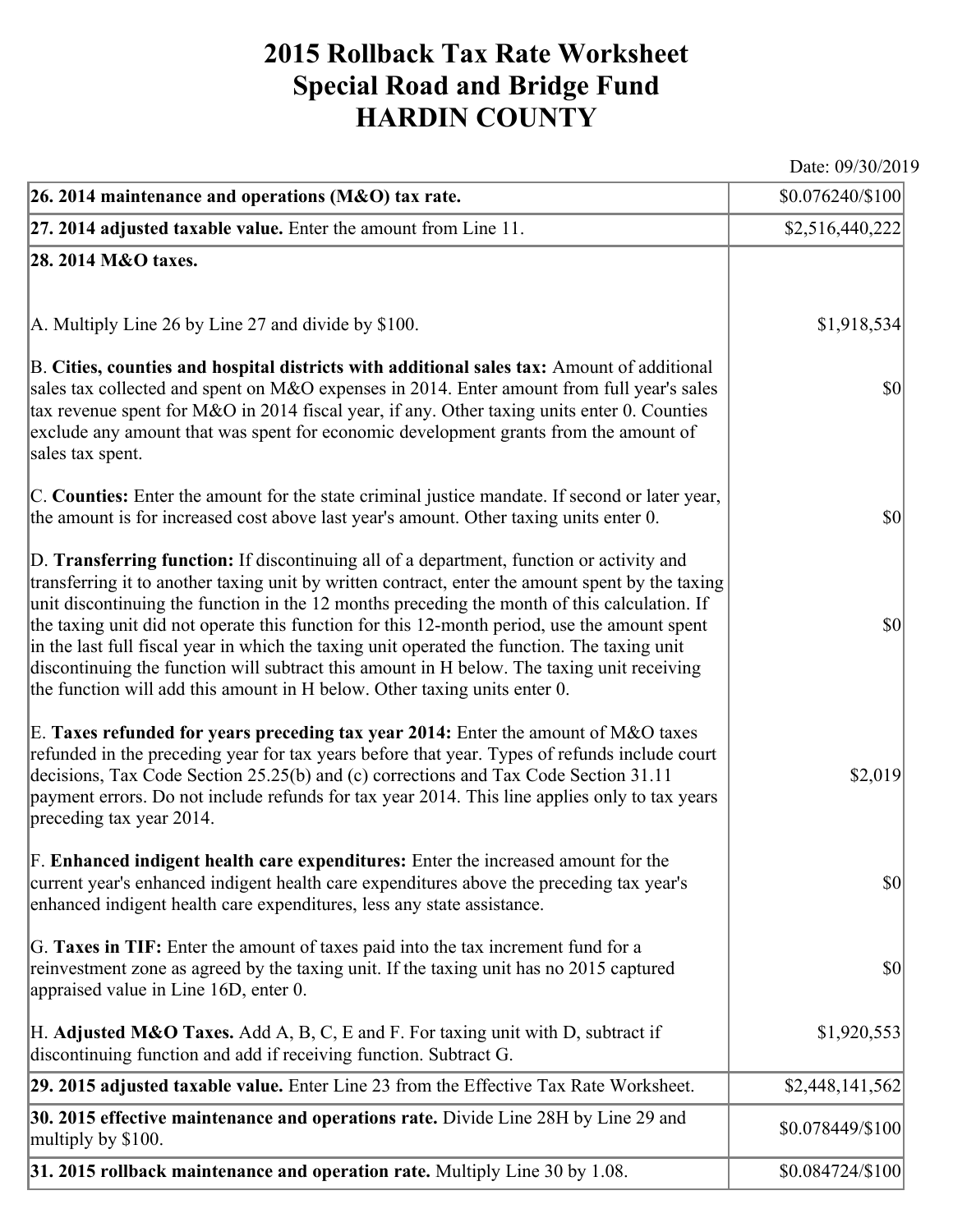# 2015 Rollback Tax Rate Worksheet
# Special Road and Bridge Fund
# HARDIN COUNTY

Date: 09/30/2019

| | |
|---|---|
| **26. 2014 maintenance and operations (M&O) tax rate.** | $0.076240/$100 |
| **27. 2014 adjusted taxable value.** Enter the amount from Line 11. | $2,516,440,222 |
| **28. 2014 M&O taxes.** | |
| A. Multiply Line 26 by Line 27 and divide by $100. | $1,918,534 |
| B. **Cities, counties and hospital districts with additional sales tax:** Amount of additional sales tax collected and spent on M&O expenses in 2014. Enter amount from full year's sales tax revenue spent for M&O in 2014 fiscal year, if any. Other taxing units enter 0. Counties exclude any amount that was spent for economic development grants from the amount of sales tax spent. | $0 |
| C. **Counties:** Enter the amount for the state criminal justice mandate. If second or later year, the amount is for increased cost above last year's amount. Other taxing units enter 0. | $0 |
| D. **Transferring function:** If discontinuing all of a department, function or activity and transferring it to another taxing unit by written contract, enter the amount spent by the taxing unit discontinuing the function in the 12 months preceding the month of this calculation. If the taxing unit did not operate this function for this 12-month period, use the amount spent in the last full fiscal year in which the taxing unit operated the function. The taxing unit discontinuing the function will subtract this amount in H below. The taxing unit receiving the function will add this amount in H below. Other taxing units enter 0. | $0 |
| E. **Taxes refunded for years preceding tax year 2014:** Enter the amount of M&O taxes refunded in the preceding year for tax years before that year. Types of refunds include court decisions, Tax Code Section 25.25(b) and (c) corrections and Tax Code Section 31.11 payment errors. Do not include refunds for tax year 2014. This line applies only to tax years preceding tax year 2014. | $2,019 |
| F. **Enhanced indigent health care expenditures:** Enter the increased amount for the current year's enhanced indigent health care expenditures above the preceding tax year's enhanced indigent health care expenditures, less any state assistance. | $0 |
| G. **Taxes in TIF:** Enter the amount of taxes paid into the tax increment fund for a reinvestment zone as agreed by the taxing unit. If the taxing unit has no 2015 captured appraised value in Line 16D, enter 0. | $0 |
| H. **Adjusted M&O Taxes.** Add A, B, C, E and F. For taxing unit with D, subtract if discontinuing function and add if receiving function. Subtract G. | $1,920,553 |
| **29. 2015 adjusted taxable value.** Enter Line 23 from the Effective Tax Rate Worksheet. | $2,448,141,562 |
| **30. 2015 effective maintenance and operations rate.** Divide Line 28H by Line 29 and multiply by $100. | $0.078449/$100 |
| **31. 2015 rollback maintenance and operation rate.** Multiply Line 30 by 1.08. | $0.084724/$100 |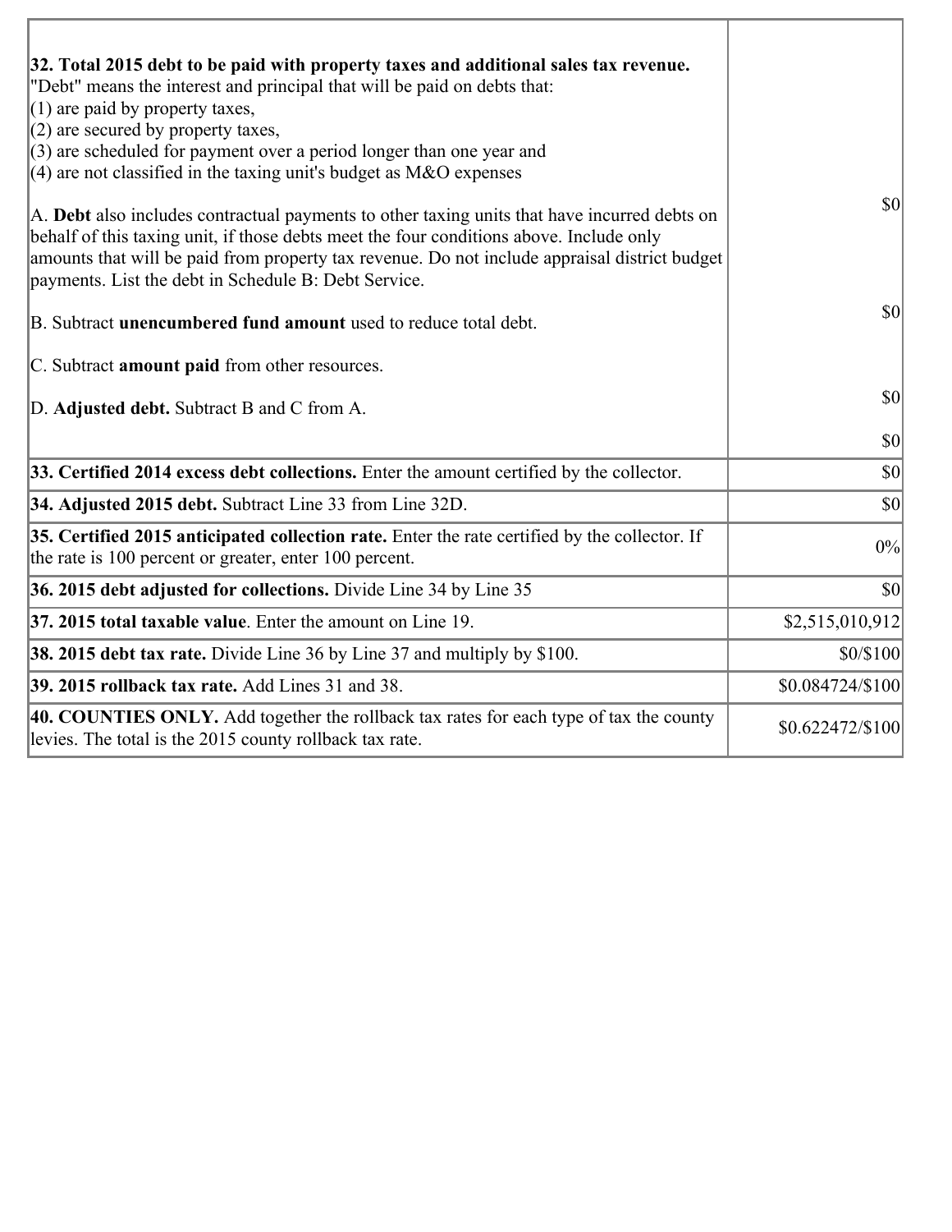| | |
|---|---|
| **32. Total 2015 debt to be paid with property taxes and additional sales tax revenue.** "Debt" means the interest and principal that will be paid on debts that: (1) are paid by property taxes, (2) are secured by property taxes, (3) are scheduled for payment over a period longer than one year and (4) are not classified in the taxing unit's budget as M&O expenses<br><br>A. **Debt** also includes contractual payments to other taxing units that have incurred debts on behalf of this taxing unit, if those debts meet the four conditions above. Include only amounts that will be paid from property tax revenue. Do not include appraisal district budget payments. List the debt in Schedule B: Debt Service.<br><br>B. Subtract **unencumbered fund amount** used to reduce total debt.<br><br>C. Subtract **amount paid** from other resources.<br><br>D. **Adjusted debt.** Subtract B and C from A. | $0<br><br>$0<br><br>$0<br><br>$0 |
| **33. Certified 2014 excess debt collections.** Enter the amount certified by the collector. | $0 |
| **34. Adjusted 2015 debt.** Subtract Line 33 from Line 32D. | $0 |
| **35. Certified 2015 anticipated collection rate.** Enter the rate certified by the collector. If the rate is 100 percent or greater, enter 100 percent. | 0% |
| **36. 2015 debt adjusted for collections.** Divide Line 34 by Line 35 | $0 |
| **37. 2015 total taxable value**. Enter the amount on Line 19. | $2,515,010,912 |
| **38. 2015 debt tax rate.** Divide Line 36 by Line 37 and multiply by $100. | $0/$100 |
| **39. 2015 rollback tax rate.** Add Lines 31 and 38. | $0.084724/$100 |
| **40. COUNTIES ONLY.** Add together the rollback tax rates for each type of tax the county levies. The total is the 2015 county rollback tax rate. | $0.622472/$100 |